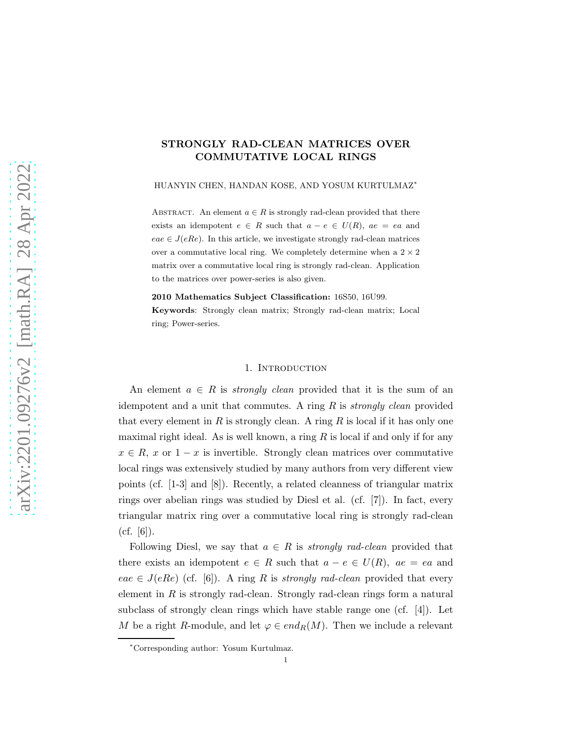# STRONGLY RAD-CLEAN MATRICES OVER COMMUTATIVE LOCAL RINGS

HUANYIN CHEN, HANDAN KOSE, AND YOSUM KURTULMAZ*

Abstract. An element $a \in R$ is strongly rad-clean provided that there exists an idempotent $e \in R$ such that $a - e \in U(R)$, $ae = ea$ and $eae \in J(eRe)$. In this article, we investigate strongly rad-clean matrices over a commutative local ring. We completely determine when a $2 \times 2$ matrix over a commutative local ring is strongly rad-clean. Application to the matrices over power-series is also given.

**2010 Mathematics Subject Classification:** 16S50, 16U99.

**Keywords**: Strongly clean matrix; Strongly rad-clean matrix; Local ring; Power-series.

## 1. Introduction

An element $a \in R$ is *strongly clean* provided that it is the sum of an idempotent and a unit that commutes. A ring $R$ is *strongly clean* provided that every element in $R$ is strongly clean. A ring $R$ is local if it has only one maximal right ideal. As is well known, a ring $R$ is local if and only if for any $x \in R$, $x$ or $1 - x$ is invertible. Strongly clean matrices over commutative local rings was extensively studied by many authors from very different view points (cf. [1-3] and [8]). Recently, a related cleanness of triangular matrix rings over abelian rings was studied by Diesl et al. (cf. [7]). In fact, every triangular matrix ring over a commutative local ring is strongly rad-clean (cf. [6]).

Following Diesl, we say that $a \in R$ is *strongly rad-clean* provided that there exists an idempotent $e \in R$ such that $a - e \in U(R)$, $ae = ea$ and $eae \in J(eRe)$ (cf. [6]). A ring $R$ is *strongly rad-clean* provided that every element in $R$ is strongly rad-clean. Strongly rad-clean rings form a natural subclass of strongly clean rings which have stable range one (cf. [4]). Let $M$ be a right $R$-module, and let $\varphi \in end_R(M)$. Then we include a relevant

*Corresponding author: Yosum Kurtulmaz.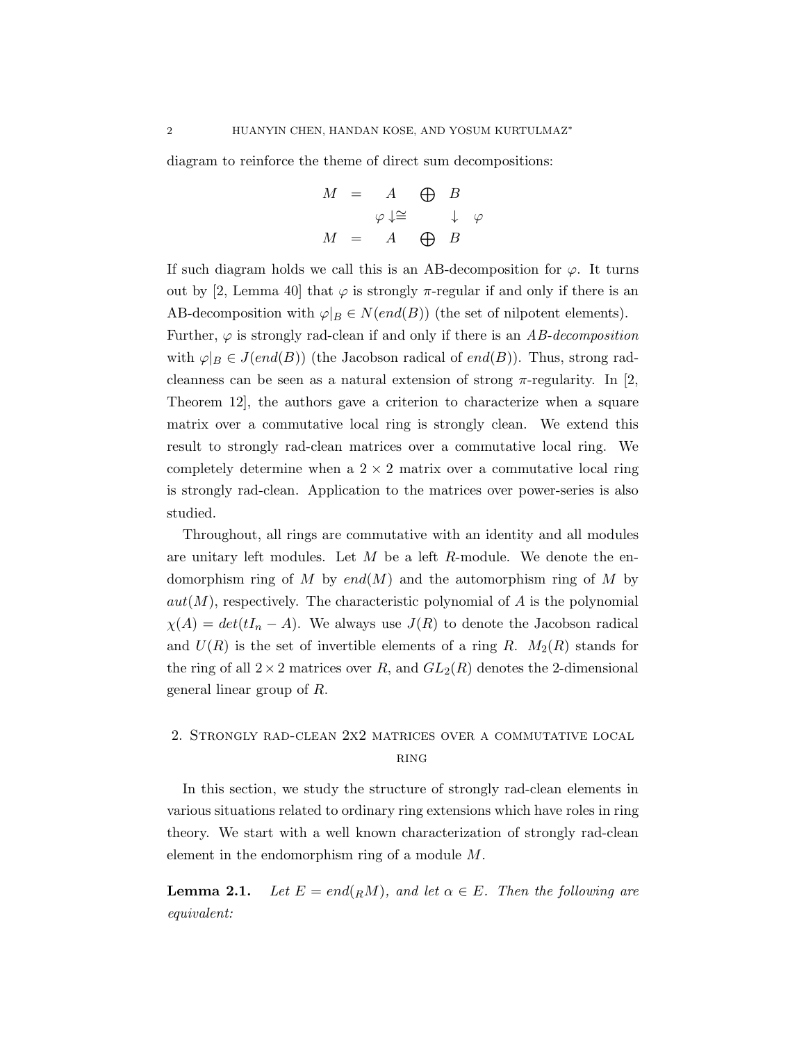diagram to reinforce the theme of direct sum decompositions:

$$
\begin{array}{ccccc}
M & = & A & \bigoplus & B \\
 & & \varphi \downarrow \cong & & \downarrow \quad \varphi \\
M & = & A & \bigoplus & B
\end{array}
$$

If such diagram holds we call this is an AB-decomposition for $\varphi$. It turns out by [2, Lemma 40] that $\varphi$ is strongly $\pi$-regular if and only if there is an AB-decomposition with $\varphi|_B \in N(end(B))$ (the set of nilpotent elements). Further, $\varphi$ is strongly rad-clean if and only if there is an *AB-decomposition* with $\varphi|_B \in J(end(B))$ (the Jacobson radical of $end(B)$). Thus, strong rad-cleanness can be seen as a natural extension of strong $\pi$-regularity. In [2, Theorem 12], the authors gave a criterion to characterize when a square matrix over a commutative local ring is strongly clean. We extend this result to strongly rad-clean matrices over a commutative local ring. We completely determine when a $2 \times 2$ matrix over a commutative local ring is strongly rad-clean. Application to the matrices over power-series is also studied.

Throughout, all rings are commutative with an identity and all modules are unitary left modules. Let $M$ be a left $R$-module. We denote the endomorphism ring of $M$ by $end(M)$ and the automorphism ring of $M$ by $aut(M)$, respectively. The characteristic polynomial of $A$ is the polynomial $\chi(A) = det(tI_n - A)$. We always use $J(R)$ to denote the Jacobson radical and $U(R)$ is the set of invertible elements of a ring $R$. $M_2(R)$ stands for the ring of all $2 \times 2$ matrices over $R$, and $GL_2(R)$ denotes the 2-dimensional general linear group of $R$.

## 2. Strongly rad-clean 2x2 matrices over a commutative local ring

In this section, we study the structure of strongly rad-clean elements in various situations related to ordinary ring extensions which have roles in ring theory. We start with a well known characterization of strongly rad-clean element in the endomorphism ring of a module $M$.

**Lemma 2.1.** *Let $E = end(_RM)$, and let $\alpha \in E$. Then the following are equivalent:*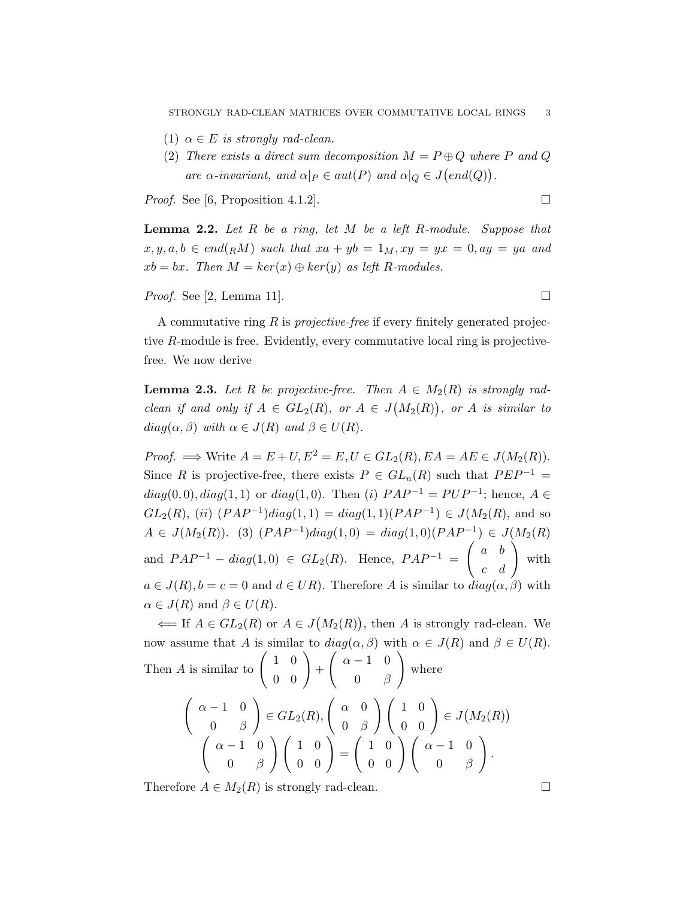(1) $\alpha \in E$ *is strongly rad-clean.*

(2) *There exists a direct sum decomposition* $M = P \oplus Q$ *where* $P$ *and* $Q$ *are* $\alpha$*-invariant, and* $\alpha|_P \in aut(P)$ *and* $\alpha|_Q \in J\big(end(Q)\big)$.

*Proof.* See [6, Proposition 4.1.2]. $\square$

**Lemma 2.2.** *Let* $R$ *be a ring, let* $M$ *be a left* $R$*-module. Suppose that* $x, y, a, b \in end(_RM)$ *such that* $xa + yb = 1_M, xy = yx = 0, ay = ya$ *and* $xb = bx$. *Then* $M = ker(x) \oplus ker(y)$ *as left* $R$*-modules.*

*Proof.* See [2, Lemma 11]. $\square$

A commutative ring $R$ is *projective-free* if every finitely generated projective $R$-module is free. Evidently, every commutative local ring is projective-free. We now derive

**Lemma 2.3.** *Let* $R$ *be projective-free. Then* $A \in M_2(R)$ *is strongly rad-clean if and only if* $A \in GL_2(R)$, *or* $A \in J\big(M_2(R)\big)$, *or* $A$ *is similar to* $diag(\alpha, \beta)$ *with* $\alpha \in J(R)$ *and* $\beta \in U(R)$.

*Proof.* $\Longrightarrow$ Write $A = E + U, E^2 = E, U \in GL_2(R), EA = AE \in J(M_2(R))$. Since $R$ is projective-free, there exists $P \in GL_n(R)$ such that $PEP^{-1} = diag(0,0), diag(1,1)$ or $diag(1,0)$. Then $(i)$ $PAP^{-1} = PUP^{-1}$; hence, $A \in GL_2(R)$, $(ii)$ $(PAP^{-1})diag(1,1) = diag(1,1)(PAP^{-1}) \in J(M_2(R)$, and so $A \in J(M_2(R))$. (3) $(PAP^{-1})diag(1,0) = diag(1,0)(PAP^{-1}) \in J(M_2(R)$ and $PAP^{-1} - diag(1,0) \in GL_2(R)$. Hence, $PAP^{-1} = \begin{pmatrix} a & b \\ c & d \end{pmatrix}$ with $a \in J(R), b = c = 0$ and $d \in UR)$. Therefore $A$ is similar to $diag(\alpha, \beta)$ with $\alpha \in J(R)$ and $\beta \in U(R)$.

$\Longleftarrow$ If $A \in GL_2(R)$ or $A \in J\big(M_2(R)\big)$, then $A$ is strongly rad-clean. We now assume that $A$ is similar to $diag(\alpha, \beta)$ with $\alpha \in J(R)$ and $\beta \in U(R)$. Then $A$ is similar to $\begin{pmatrix} 1 & 0 \\ 0 & 0 \end{pmatrix} + \begin{pmatrix} \alpha - 1 & 0 \\ 0 & \beta \end{pmatrix}$ where

$$\begin{pmatrix} \alpha - 1 & 0 \\ 0 & \beta \end{pmatrix} \in GL_2(R), \begin{pmatrix} \alpha & 0 \\ 0 & \beta \end{pmatrix} \begin{pmatrix} 1 & 0 \\ 0 & 0 \end{pmatrix} \in J\big(M_2(R)\big)$$
$$\begin{pmatrix} \alpha - 1 & 0 \\ 0 & \beta \end{pmatrix} \begin{pmatrix} 1 & 0 \\ 0 & 0 \end{pmatrix} = \begin{pmatrix} 1 & 0 \\ 0 & 0 \end{pmatrix} \begin{pmatrix} \alpha - 1 & 0 \\ 0 & \beta \end{pmatrix}.$$

Therefore $A \in M_2(R)$ is strongly rad-clean. $\square$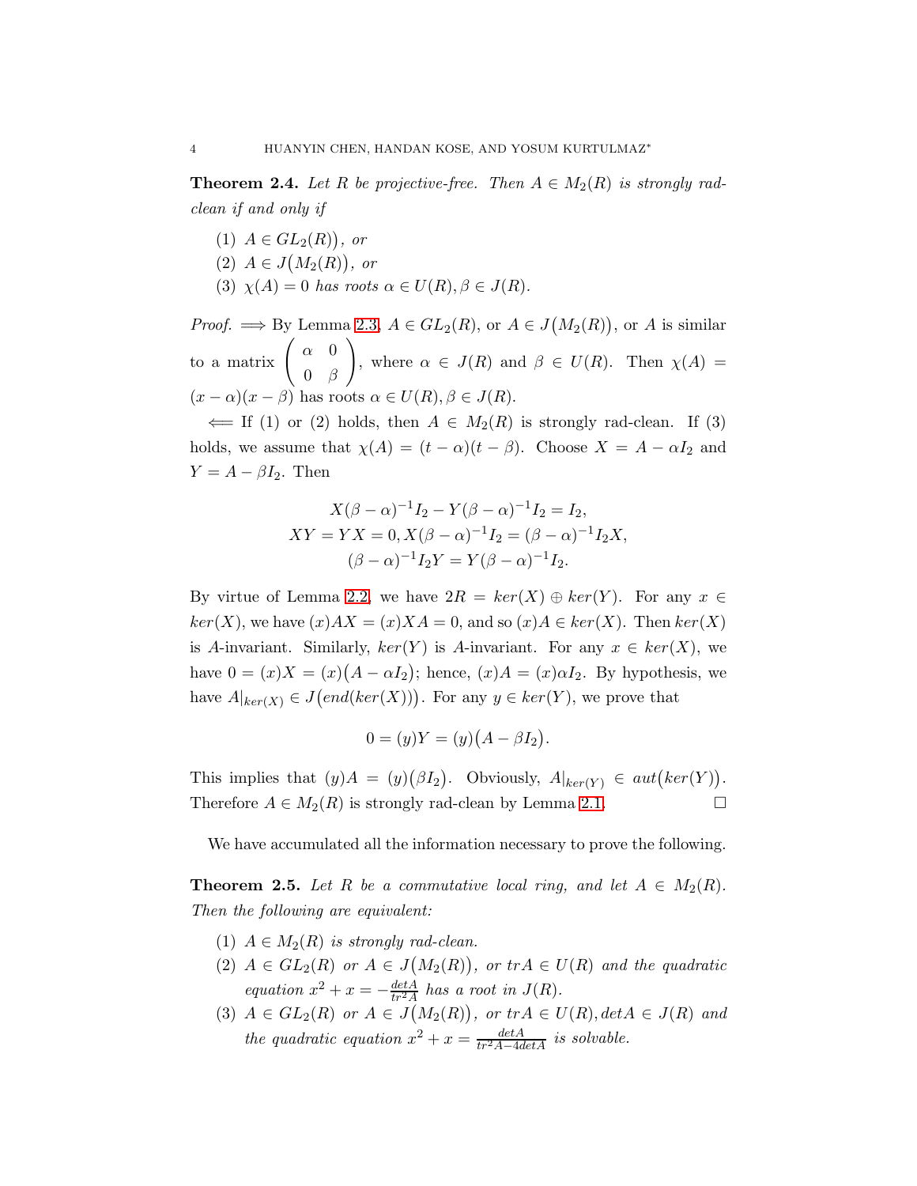**Theorem 2.4.** *Let $R$ be projective-free. Then $A \in M_2(R)$ is strongly rad-clean if and only if*

1. $A \in GL_2(R)\big)$*, or*
2. $A \in J\big(M_2(R)\big)$*, or*
3. $\chi(A) = 0$ *has roots* $\alpha \in U(R), \beta \in J(R)$.

*Proof.* $\Longrightarrow$ By Lemma 2.3, $A \in GL_2(R)$, or $A \in J\big(M_2(R)\big)$, or $A$ is similar to a matrix $\begin{pmatrix} \alpha & 0 \\ 0 & \beta \end{pmatrix}$, where $\alpha \in J(R)$ and $\beta \in U(R)$. Then $\chi(A) = (x-\alpha)(x-\beta)$ has roots $\alpha \in U(R), \beta \in J(R)$.

$\Longleftarrow$ If (1) or (2) holds, then $A \in M_2(R)$ is strongly rad-clean. If (3) holds, we assume that $\chi(A) = (t-\alpha)(t-\beta)$. Choose $X = A - \alpha I_2$ and $Y = A - \beta I_2$. Then

$$X(\beta-\alpha)^{-1}I_2 - Y(\beta-\alpha)^{-1}I_2 = I_2,$$
$$XY = YX = 0, X(\beta-\alpha)^{-1}I_2 = (\beta-\alpha)^{-1}I_2X,$$
$$(\beta-\alpha)^{-1}I_2Y = Y(\beta-\alpha)^{-1}I_2.$$

By virtue of Lemma 2.2, we have $2R = ker(X) \oplus ker(Y)$. For any $x \in ker(X)$, we have $(x)AX = (x)XA = 0$, and so $(x)A \in ker(X)$. Then $ker(X)$ is $A$-invariant. Similarly, $ker(Y)$ is $A$-invariant. For any $x \in ker(X)$, we have $0 = (x)X = (x)\big(A - \alpha I_2\big)$; hence, $(x)A = (x)\alpha I_2$. By hypothesis, we have $A|_{ker(X)} \in J\big(end(ker(X))\big)$. For any $y \in ker(Y)$, we prove that

$$0 = (y)Y = (y)\big(A - \beta I_2\big).$$

This implies that $(y)A = (y)\big(\beta I_2\big)$. Obviously, $A|_{ker(Y)} \in aut\big(ker(Y)\big)$. Therefore $A \in M_2(R)$ is strongly rad-clean by Lemma 2.1. $\square$

We have accumulated all the information necessary to prove the following.

**Theorem 2.5.** *Let $R$ be a commutative local ring, and let $A \in M_2(R)$. Then the following are equivalent:*

1. $A \in M_2(R)$ *is strongly rad-clean.*
2. $A \in GL_2(R)$ *or* $A \in J\big(M_2(R)\big)$*, or* $trA \in U(R)$ *and the quadratic equation* $x^2 + x = -\frac{detA}{tr^2A}$ *has a root in* $J(R)$.
3. $A \in GL_2(R)$ *or* $A \in J\big(M_2(R)\big)$*, or* $trA \in U(R), detA \in J(R)$ *and the quadratic equation* $x^2 + x = \frac{detA}{tr^2A - 4detA}$ *is solvable.*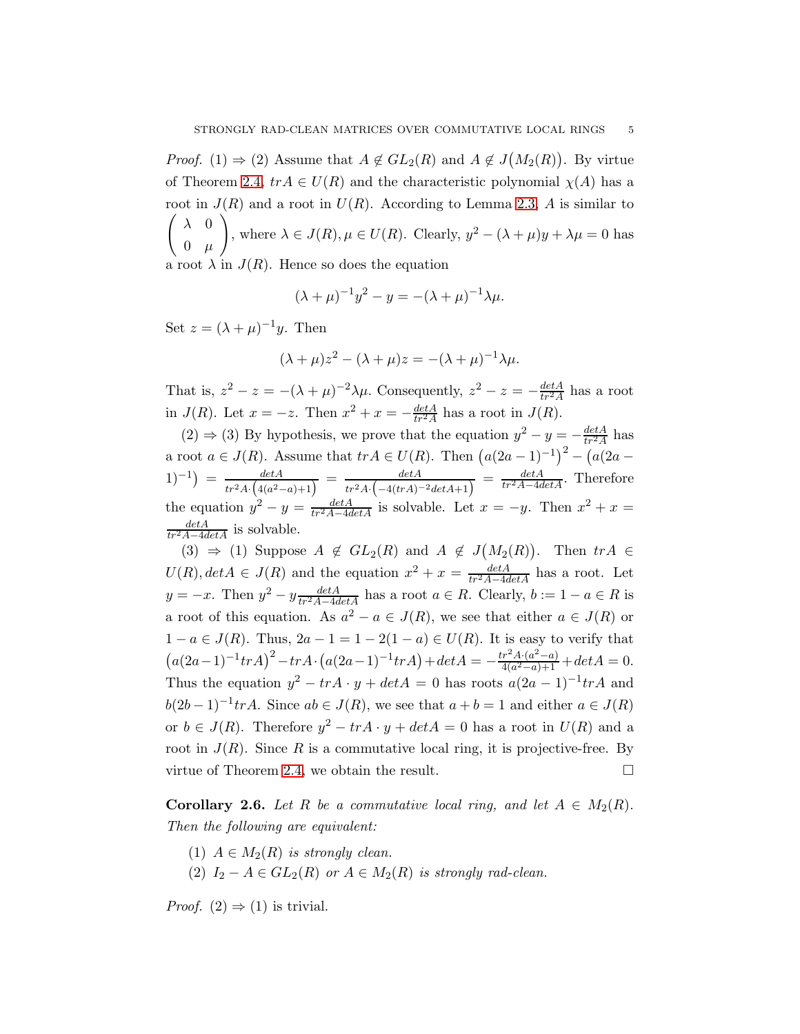*Proof.* (1) ⇒ (2) Assume that $A \notin GL_2(R)$ and $A \notin J\big(M_2(R)\big)$. By virtue of Theorem 2.4, $trA \in U(R)$ and the characteristic polynomial $\chi(A)$ has a root in $J(R)$ and a root in $U(R)$. According to Lemma 2.3, $A$ is similar to $\begin{pmatrix} \lambda & 0 \\ 0 & \mu \end{pmatrix}$, where $\lambda \in J(R), \mu \in U(R)$. Clearly, $y^2 - (\lambda+\mu)y + \lambda\mu = 0$ has a root $\lambda$ in $J(R)$. Hence so does the equation

$$(\lambda+\mu)^{-1}y^2 - y = -(\lambda+\mu)^{-1}\lambda\mu.$$

Set $z = (\lambda+\mu)^{-1}y$. Then

$$(\lambda+\mu)z^2 - (\lambda+\mu)z = -(\lambda+\mu)^{-1}\lambda\mu.$$

That is, $z^2 - z = -(\lambda+\mu)^{-2}\lambda\mu$. Consequently, $z^2 - z = -\frac{detA}{tr^2A}$ has a root in $J(R)$. Let $x = -z$. Then $x^2 + x = -\frac{detA}{tr^2A}$ has a root in $J(R)$.

(2) ⇒ (3) By hypothesis, we prove that the equation $y^2 - y = -\frac{detA}{tr^2A}$ has a root $a \in J(R)$. Assume that $trA \in U(R)$. Then $\big(a(2a-1)^{-1}\big)^2 - \big(a(2a-1)^{-1}\big) = \frac{detA}{tr^2A\cdot\big(4(a^2-a)+1\big)} = \frac{detA}{tr^2A\cdot\big(-4(trA)^{-2}detA+1\big)} = \frac{detA}{tr^2A-4detA}$. Therefore the equation $y^2 - y = \frac{detA}{tr^2A-4detA}$ is solvable. Let $x = -y$. Then $x^2 + x = \frac{detA}{tr^2A-4detA}$ is solvable.

(3) ⇒ (1) Suppose $A \notin GL_2(R)$ and $A \notin J\big(M_2(R)\big)$. Then $trA \in U(R), detA \in J(R)$ and the equation $x^2 + x = \frac{detA}{tr^2A-4detA}$ has a root. Let $y = -x$. Then $y^2 - y\frac{detA}{tr^2A-4detA}$ has a root $a \in R$. Clearly, $b := 1 - a \in R$ is a root of this equation. As $a^2 - a \in J(R)$, we see that either $a \in J(R)$ or $1 - a \in J(R)$. Thus, $2a - 1 = 1 - 2(1-a) \in U(R)$. It is easy to verify that $\big(a(2a-1)^{-1}trA\big)^2 - trA\cdot\big(a(2a-1)^{-1}trA\big) + detA = -\frac{tr^2A\cdot(a^2-a)}{4(a^2-a)+1} + detA = 0$. Thus the equation $y^2 - trA\cdot y + detA = 0$ has roots $a(2a-1)^{-1}trA$ and $b(2b-1)^{-1}trA$. Since $ab \in J(R)$, we see that $a + b = 1$ and either $a \in J(R)$ or $b \in J(R)$. Therefore $y^2 - trA \cdot y + detA = 0$ has a root in $U(R)$ and a root in $J(R)$. Since $R$ is a commutative local ring, it is projective-free. By virtue of Theorem 2.4, we obtain the result. □

**Corollary 2.6.** *Let $R$ be a commutative local ring, and let $A \in M_2(R)$. Then the following are equivalent:*

1. *$A \in M_2(R)$ is strongly clean.*
2. *$I_2 - A \in GL_2(R)$ or $A \in M_2(R)$ is strongly rad-clean.*

*Proof.* (2) ⇒ (1) is trivial.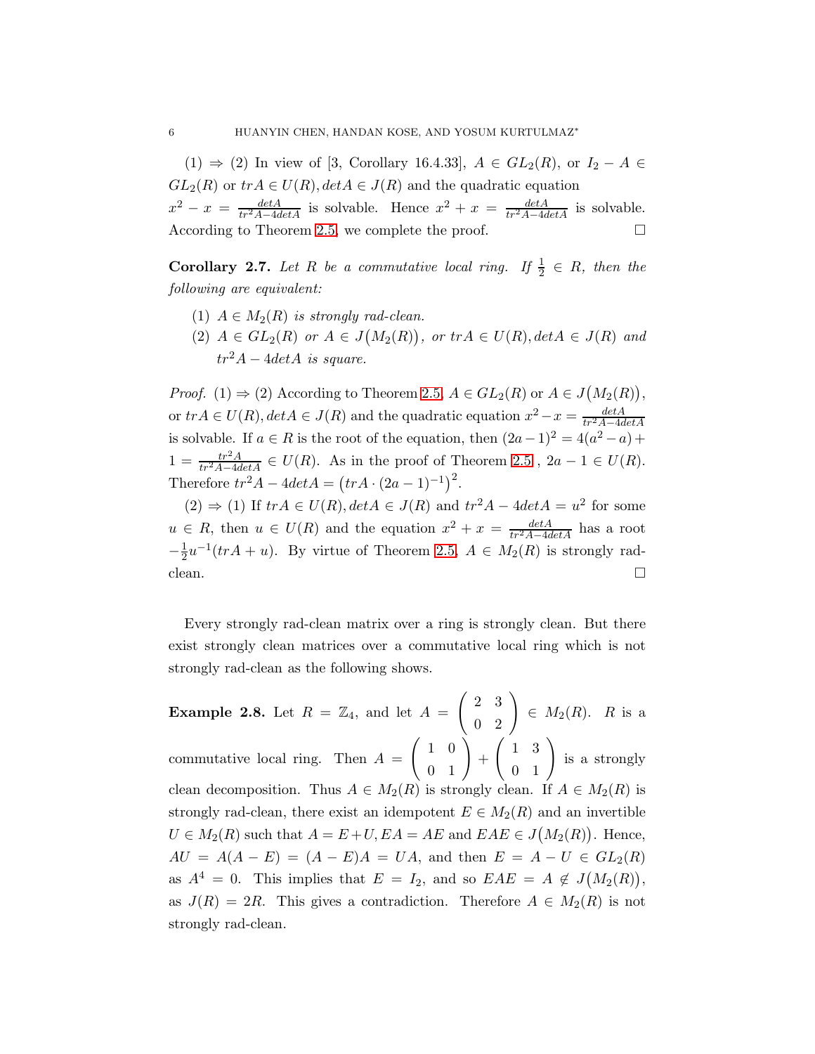(1) ⇒ (2) In view of [3, Corollary 16.4.33], $A \in GL_2(R)$, or $I_2 - A \in GL_2(R)$ or $trA \in U(R), detA \in J(R)$ and the quadratic equation $x^2 - x = \frac{detA}{tr^2A - 4detA}$ is solvable. Hence $x^2 + x = \frac{detA}{tr^2A - 4detA}$ is solvable. According to Theorem 2.5, we complete the proof. □

**Corollary 2.7.** *Let $R$ be a commutative local ring. If $\frac{1}{2} \in R$, then the following are equivalent:*

1. *$A \in M_2(R)$ is strongly rad-clean.*
2. *$A \in GL_2(R)$ or $A \in J\big(M_2(R)\big)$, or $trA \in U(R), detA \in J(R)$ and $tr^2A - 4detA$ is square.*

*Proof.* (1) ⇒ (2) According to Theorem 2.5, $A \in GL_2(R)$ or $A \in J\big(M_2(R)\big)$, or $trA \in U(R), detA \in J(R)$ and the quadratic equation $x^2 - x = \frac{detA}{tr^2A - 4detA}$ is solvable. If $a \in R$ is the root of the equation, then $(2a-1)^2 = 4(a^2 - a) + 1 = \frac{tr^2A}{tr^2A - 4detA} \in U(R)$. As in the proof of Theorem 2.5 , $2a - 1 \in U(R)$. Therefore $tr^2A - 4detA = \big(trA \cdot (2a-1)^{-1}\big)^2$.

(2) ⇒ (1) If $trA \in U(R), detA \in J(R)$ and $tr^2A - 4detA = u^2$ for some $u \in R$, then $u \in U(R)$ and the equation $x^2 + x = \frac{detA}{tr^2A - 4detA}$ has a root $-\frac{1}{2}u^{-1}(trA + u)$. By virtue of Theorem 2.5, $A \in M_2(R)$ is strongly rad-clean. □

Every strongly rad-clean matrix over a ring is strongly clean. But there exist strongly clean matrices over a commutative local ring which is not strongly rad-clean as the following shows.

**Example 2.8.** Let $R = \mathbb{Z}_4$, and let $A = \begin{pmatrix} 2 & 3 \\ 0 & 2 \end{pmatrix} \in M_2(R)$. $R$ is a commutative local ring. Then $A = \begin{pmatrix} 1 & 0 \\ 0 & 1 \end{pmatrix} + \begin{pmatrix} 1 & 3 \\ 0 & 1 \end{pmatrix}$ is a strongly clean decomposition. Thus $A \in M_2(R)$ is strongly clean. If $A \in M_2(R)$ is strongly rad-clean, there exist an idempotent $E \in M_2(R)$ and an invertible $U \in M_2(R)$ such that $A = E + U, EA = AE$ and $EAE \in J\big(M_2(R)\big)$. Hence, $AU = A(A - E) = (A - E)A = UA$, and then $E = A - U \in GL_2(R)$ as $A^4 = 0$. This implies that $E = I_2$, and so $EAE = A \notin J\big(M_2(R)\big)$, as $J(R) = 2R$. This gives a contradiction. Therefore $A \in M_2(R)$ is not strongly rad-clean.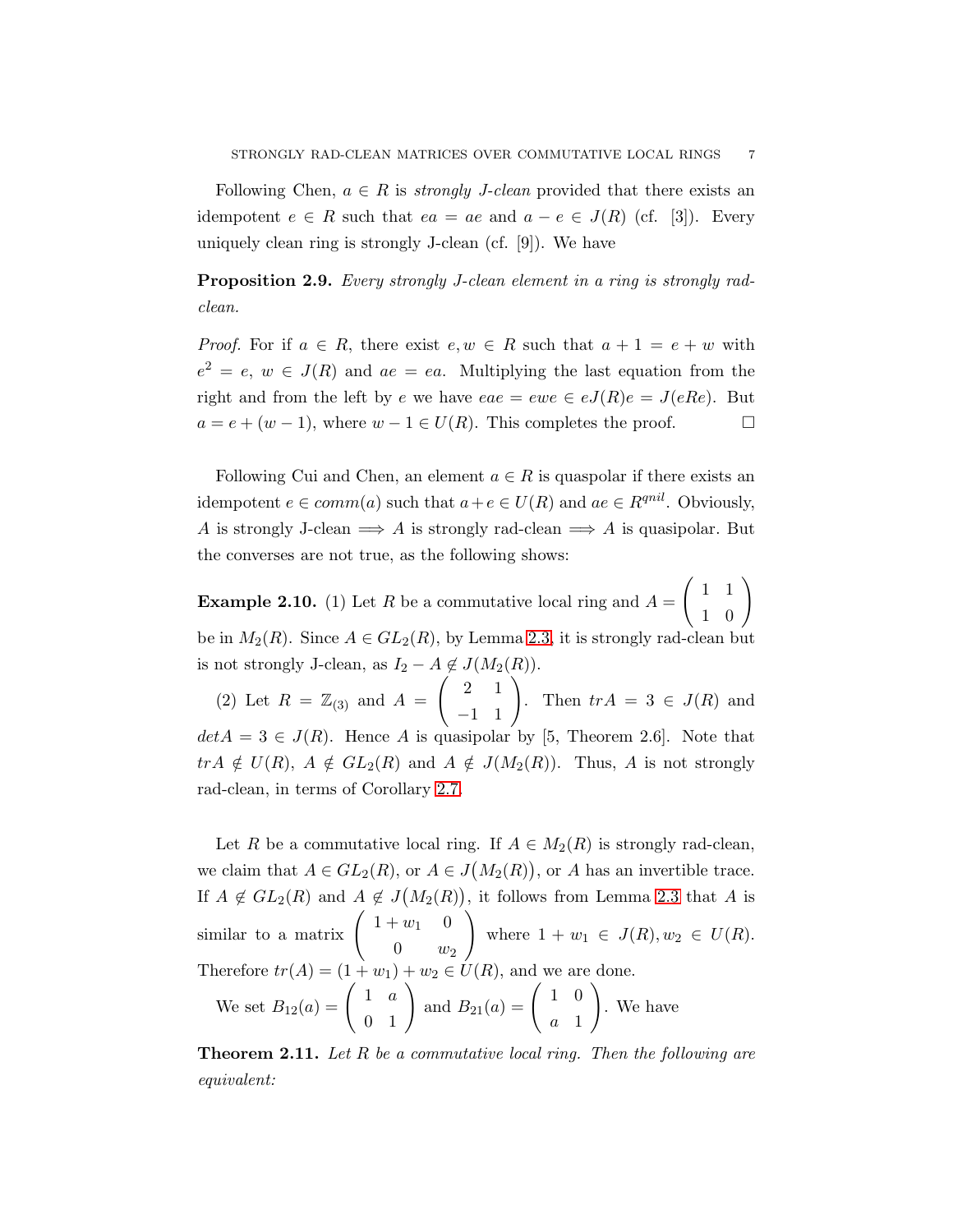Following Chen, $a \in R$ is *strongly J-clean* provided that there exists an idempotent $e \in R$ such that $ea = ae$ and $a - e \in J(R)$ (cf. [3]). Every uniquely clean ring is strongly J-clean (cf. [9]). We have

**Proposition 2.9.** *Every strongly J-clean element in a ring is strongly rad-clean.*

*Proof.* For if $a \in R$, there exist $e, w \in R$ such that $a + 1 = e + w$ with $e^2 = e$, $w \in J(R)$ and $ae = ea$. Multiplying the last equation from the right and from the left by $e$ we have $eae = ewe \in eJ(R)e = J(eRe)$. But $a = e + (w - 1)$, where $w - 1 \in U(R)$. This completes the proof. $\square$

Following Cui and Chen, an element $a \in R$ is quaspolar if there exists an idempotent $e \in comm(a)$ such that $a + e \in U(R)$ and $ae \in R^{qnil}$. Obviously, $A$ is strongly J-clean $\Longrightarrow$ $A$ is strongly rad-clean $\Longrightarrow$ $A$ is quasipolar. But the converses are not true, as the following shows:

**Example 2.10.** (1) Let $R$ be a commutative local ring and $A = \begin{pmatrix} 1 & 1 \\ 1 & 0 \end{pmatrix}$ be in $M_2(R)$. Since $A \in GL_2(R)$, by Lemma 2.3, it is strongly rad-clean but is not strongly J-clean, as $I_2 - A \notin J(M_2(R))$.

(2) Let $R = \mathbb{Z}_{(3)}$ and $A = \begin{pmatrix} 2 & 1 \\ -1 & 1 \end{pmatrix}$. Then $trA = 3 \in J(R)$ and $detA = 3 \in J(R)$. Hence $A$ is quasipolar by [5, Theorem 2.6]. Note that $trA \notin U(R)$, $A \notin GL_2(R)$ and $A \notin J(M_2(R))$. Thus, $A$ is not strongly rad-clean, in terms of Corollary 2.7.

Let $R$ be a commutative local ring. If $A \in M_2(R)$ is strongly rad-clean, we claim that $A \in GL_2(R)$, or $A \in J\big(M_2(R)\big)$, or $A$ has an invertible trace. If $A \notin GL_2(R)$ and $A \notin J\big(M_2(R)\big)$, it follows from Lemma 2.3 that $A$ is similar to a matrix $\begin{pmatrix} 1 + w_1 & 0 \\ 0 & w_2 \end{pmatrix}$ where $1 + w_1 \in J(R), w_2 \in U(R)$. Therefore $tr(A) = (1 + w_1) + w_2 \in U(R)$, and we are done.

We set $B_{12}(a) = \begin{pmatrix} 1 & a \\ 0 & 1 \end{pmatrix}$ and $B_{21}(a) = \begin{pmatrix} 1 & 0 \\ a & 1 \end{pmatrix}$. We have

**Theorem 2.11.** *Let $R$ be a commutative local ring. Then the following are equivalent:*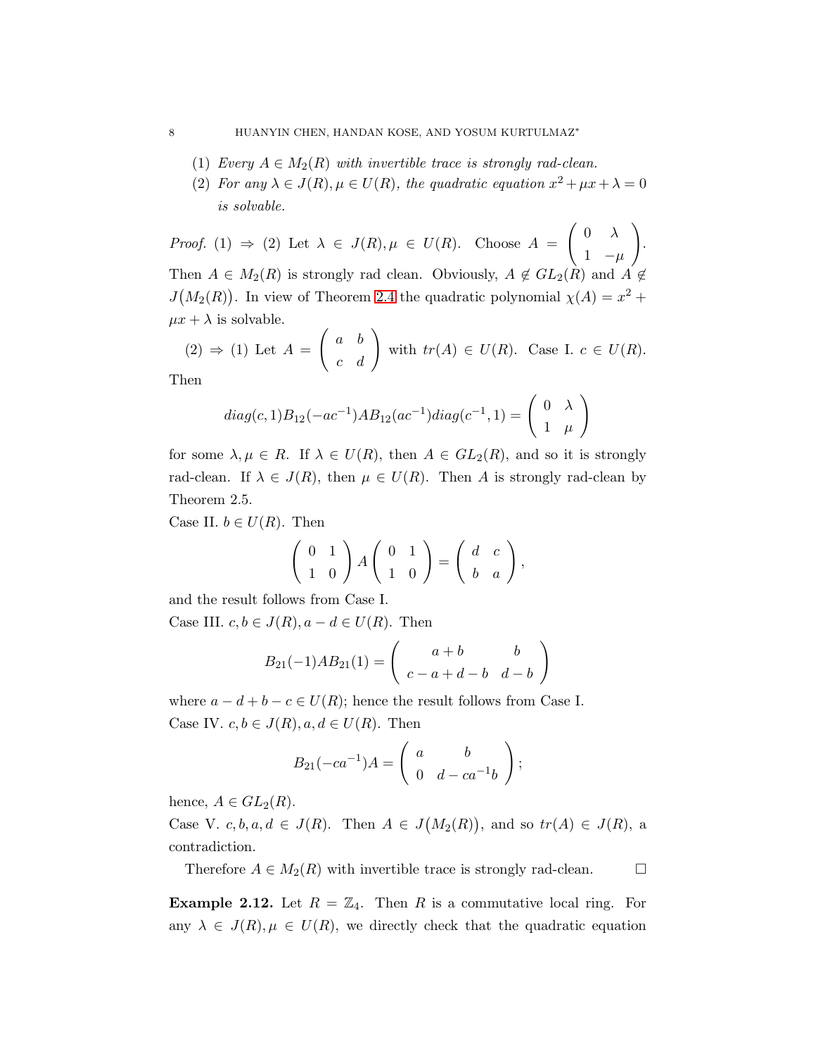(1) *Every $A \in M_2(R)$ with invertible trace is strongly rad-clean.*
(2) *For any $\lambda \in J(R), \mu \in U(R)$, the quadratic equation $x^2 + \mu x + \lambda = 0$ is solvable.*

*Proof.* (1) $\Rightarrow$ (2) Let $\lambda \in J(R), \mu \in U(R)$. Choose $A = \begin{pmatrix} 0 & \lambda \\ 1 & -\mu \end{pmatrix}$. Then $A \in M_2(R)$ is strongly rad clean. Obviously, $A \notin GL_2(R)$ and $A \notin J\big(M_2(R)\big)$. In view of Theorem 2.4 the quadratic polynomial $\chi(A) = x^2 + \mu x + \lambda$ is solvable.

(2) $\Rightarrow$ (1) Let $A = \begin{pmatrix} a & b \\ c & d \end{pmatrix}$ with $tr(A) \in U(R)$. Case I. $c \in U(R)$. Then

$$diag(c, 1)B_{12}(-ac^{-1})AB_{12}(ac^{-1})diag(c^{-1}, 1) = \begin{pmatrix} 0 & \lambda \\ 1 & \mu \end{pmatrix}$$

for some $\lambda, \mu \in R$. If $\lambda \in U(R)$, then $A \in GL_2(R)$, and so it is strongly rad-clean. If $\lambda \in J(R)$, then $\mu \in U(R)$. Then $A$ is strongly rad-clean by Theorem 2.5.

Case II. $b \in U(R)$. Then

$$\begin{pmatrix} 0 & 1 \\ 1 & 0 \end{pmatrix} A \begin{pmatrix} 0 & 1 \\ 1 & 0 \end{pmatrix} = \begin{pmatrix} d & c \\ b & a \end{pmatrix},$$

and the result follows from Case I.

Case III. $c, b \in J(R), a - d \in U(R)$. Then

$$B_{21}(-1)AB_{21}(1) = \begin{pmatrix} a + b & b \\ c - a + d - b & d - b \end{pmatrix}$$

where $a - d + b - c \in U(R)$; hence the result follows from Case I.

Case IV. $c, b \in J(R), a, d \in U(R)$. Then

$$B_{21}(-ca^{-1})A = \begin{pmatrix} a & b \\ 0 & d - ca^{-1}b \end{pmatrix};$$

hence, $A \in GL_2(R)$.

Case V. $c, b, a, d \in J(R)$. Then $A \in J\big(M_2(R)\big)$, and so $tr(A) \in J(R)$, a contradiction.

Therefore $A \in M_2(R)$ with invertible trace is strongly rad-clean. $\square$

**Example 2.12.** Let $R = \mathbb{Z}_4$. Then $R$ is a commutative local ring. For any $\lambda \in J(R), \mu \in U(R)$, we directly check that the quadratic equation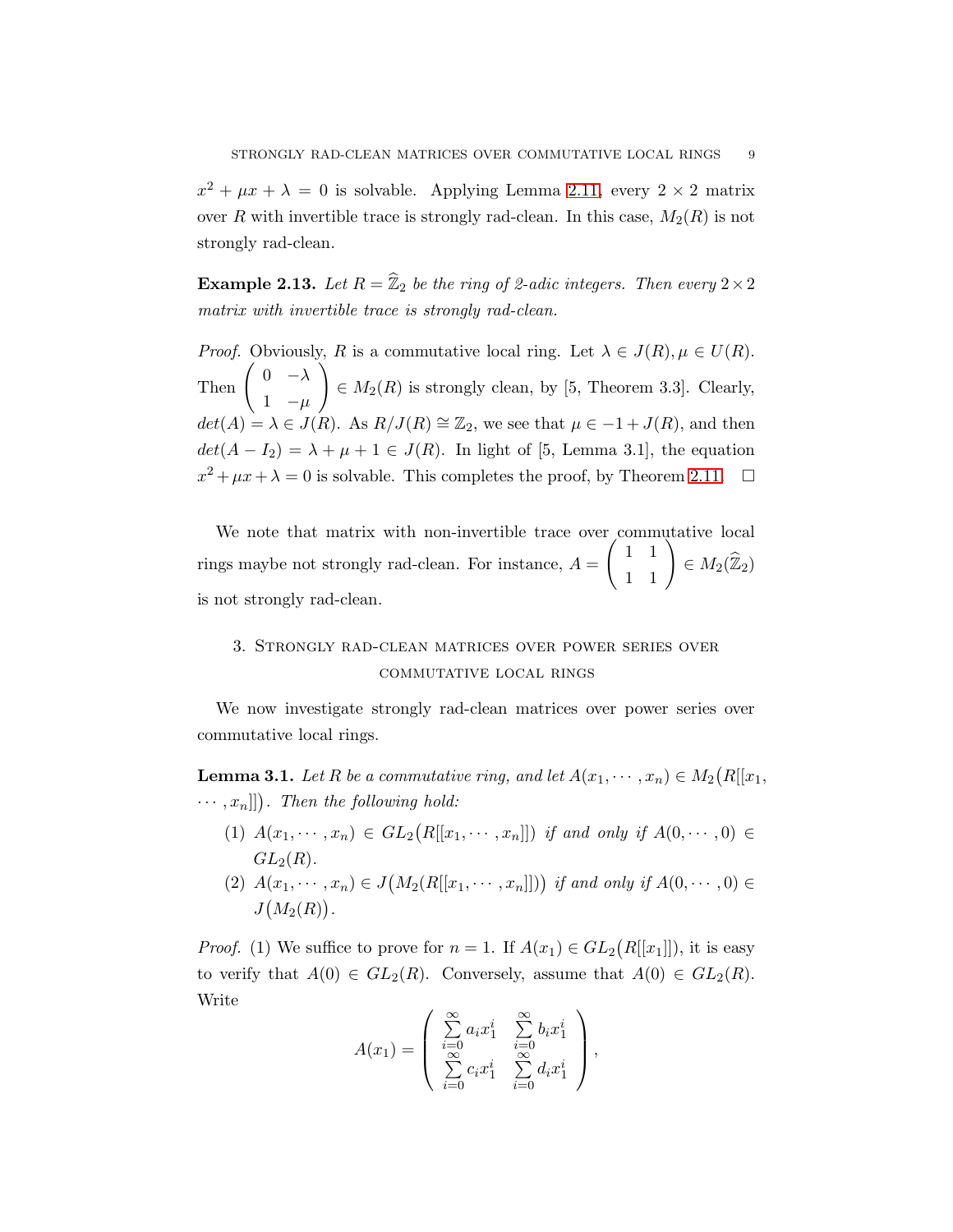$x^2 + \mu x + \lambda = 0$ is solvable. Applying Lemma 2.11, every $2 \times 2$ matrix over $R$ with invertible trace is strongly rad-clean. In this case, $M_2(R)$ is not strongly rad-clean.

**Example 2.13.** *Let $R = \widehat{\mathbb{Z}}_2$ be the ring of 2-adic integers. Then every $2 \times 2$ matrix with invertible trace is strongly rad-clean.*

*Proof.* Obviously, $R$ is a commutative local ring. Let $\lambda \in J(R), \mu \in U(R)$. Then $\begin{pmatrix} 0 & -\lambda \\ 1 & -\mu \end{pmatrix} \in M_2(R)$ is strongly clean, by [5, Theorem 3.3]. Clearly, $det(A) = \lambda \in J(R)$. As $R/J(R) \cong \mathbb{Z}_2$, we see that $\mu \in -1 + J(R)$, and then $det(A - I_2) = \lambda + \mu + 1 \in J(R)$. In light of [5, Lemma 3.1], the equation $x^2 + \mu x + \lambda = 0$ is solvable. This completes the proof, by Theorem 2.11. $\square$

We note that matrix with non-invertible trace over commutative local rings maybe not strongly rad-clean. For instance, $A = \begin{pmatrix} 1 & 1 \\ 1 & 1 \end{pmatrix} \in M_2(\widehat{\mathbb{Z}}_2)$ is not strongly rad-clean.

## 3. Strongly rad-clean matrices over power series over commutative local rings

We now investigate strongly rad-clean matrices over power series over commutative local rings.

**Lemma 3.1.** *Let $R$ be a commutative ring, and let $A(x_1, \cdots, x_n) \in M_2\big(R[[x_1, \cdots, x_n]]\big)$. Then the following hold:*

1. *$A(x_1, \cdots, x_n) \in GL_2\big(R[[x_1, \cdots, x_n]]\big)$ if and only if $A(0, \cdots, 0) \in GL_2(R)$.*
2. *$A(x_1, \cdots, x_n) \in J\big(M_2(R[[x_1, \cdots, x_n]])\big)$ if and only if $A(0, \cdots, 0) \in J\big(M_2(R)\big)$.*

*Proof.* (1) We suffice to prove for $n = 1$. If $A(x_1) \in GL_2\big(R[[x_1]]\big)$, it is easy to verify that $A(0) \in GL_2(R)$. Conversely, assume that $A(0) \in GL_2(R)$. Write

$$A(x_1) = \begin{pmatrix} \sum\limits_{i=0}^{\infty} a_i x_1^i & \sum\limits_{i=0}^{\infty} b_i x_1^i \\ \sum\limits_{i=0}^{\infty} c_i x_1^i & \sum\limits_{i=0}^{\infty} d_i x_1^i \end{pmatrix},$$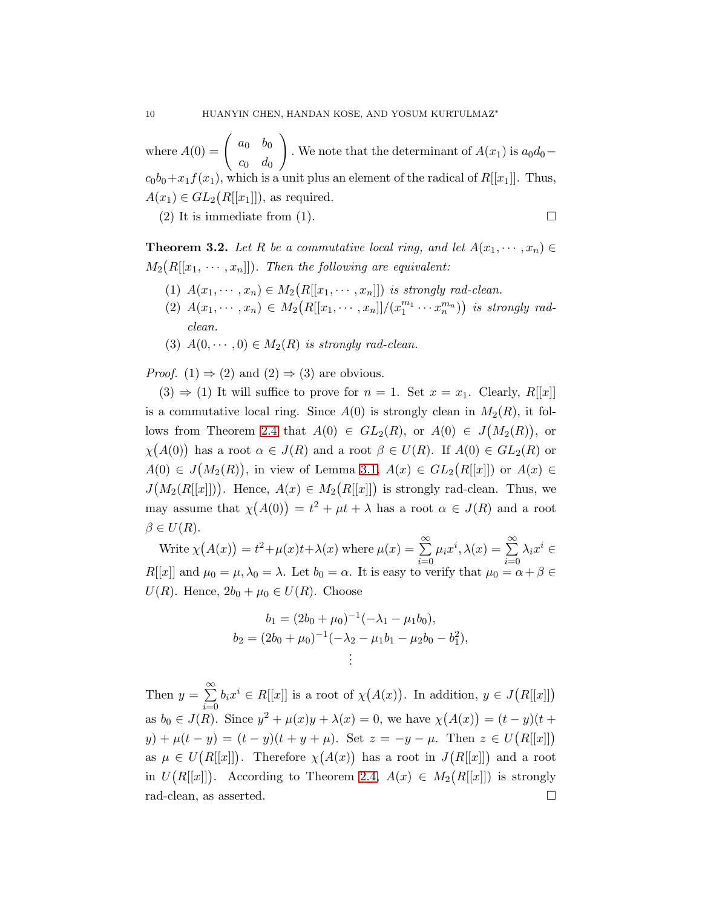where $A(0) = \begin{pmatrix} a_0 & b_0 \\ c_0 & d_0 \end{pmatrix}$. We note that the determinant of $A(x_1)$ is $a_0d_0 - c_0b_0 + x_1f(x_1)$, which is a unit plus an element of the radical of $R[[x_1]]$. Thus, $A(x_1) \in GL_2\big(R[[x_1]]\big)$, as required.

(2) It is immediate from (1). $\square$

**Theorem 3.2.** *Let $R$ be a commutative local ring, and let $A(x_1, \cdots, x_n) \in M_2\big(R[[x_1, \cdots, x_n]]\big)$. Then the following are equivalent:*

1. *$A(x_1, \cdots, x_n) \in M_2\big(R[[x_1, \cdots, x_n]]\big)$ is strongly rad-clean.*
2. *$A(x_1, \cdots, x_n) \in M_2\big(R[[x_1, \cdots, x_n]]/(x_1^{m_1} \cdots x_n^{m_n})\big)$ is strongly rad-clean.*
3. *$A(0, \cdots, 0) \in M_2(R)$ is strongly rad-clean.*

*Proof.* (1) $\Rightarrow$ (2) and (2) $\Rightarrow$ (3) are obvious.

(3) $\Rightarrow$ (1) It will suffice to prove for $n = 1$. Set $x = x_1$. Clearly, $R[[x]]$ is a commutative local ring. Since $A(0)$ is strongly clean in $M_2(R)$, it follows from Theorem 2.4 that $A(0) \in GL_2(R)$, or $A(0) \in J\big(M_2(R)\big)$, or $\chi\big(A(0)\big)$ has a root $\alpha \in J(R)$ and a root $\beta \in U(R)$. If $A(0) \in GL_2(R)$ or $A(0) \in J\big(M_2(R)\big)$, in view of Lemma 3.1, $A(x) \in GL_2\big(R[[x]]\big)$ or $A(x) \in J\big(M_2(R[[x]])\big)$. Hence, $A(x) \in M_2\big(R[[x]]\big)$ is strongly rad-clean. Thus, we may assume that $\chi\big(A(0)\big) = t^2 + \mu t + \lambda$ has a root $\alpha \in J(R)$ and a root $\beta \in U(R)$.

Write $\chi\big(A(x)\big) = t^2 + \mu(x)t + \lambda(x)$ where $\mu(x) = \sum\limits_{i=0}^{\infty} \mu_i x^i, \lambda(x) = \sum\limits_{i=0}^{\infty} \lambda_i x^i \in R[[x]]$ and $\mu_0 = \mu, \lambda_0 = \lambda$. Let $b_0 = \alpha$. It is easy to verify that $\mu_0 = \alpha + \beta \in U(R)$. Hence, $2b_0 + \mu_0 \in U(R)$. Choose

$$
\begin{aligned}
b_1 &= (2b_0 + \mu_0)^{-1}(-\lambda_1 - \mu_1 b_0), \\
b_2 &= (2b_0 + \mu_0)^{-1}(-\lambda_2 - \mu_1 b_1 - \mu_2 b_0 - b_1^2), \\
&\vdots
\end{aligned}
$$

Then $y = \sum\limits_{i=0}^{\infty} b_i x^i \in R[[x]]$ is a root of $\chi\big(A(x)\big)$. In addition, $y \in J\big(R[[x]]\big)$ as $b_0 \in J(R)$. Since $y^2 + \mu(x)y + \lambda(x) = 0$, we have $\chi\big(A(x)\big) = (t - y)(t + y) + \mu(t - y) = (t - y)(t + y + \mu)$. Set $z = -y - \mu$. Then $z \in U\big(R[[x]]\big)$ as $\mu \in U\big(R[[x]]\big)$. Therefore $\chi\big(A(x)\big)$ has a root in $J\big(R[[x]]\big)$ and a root in $U\big(R[[x]]\big)$. According to Theorem 2.4, $A(x) \in M_2\big(R[[x]]\big)$ is strongly rad-clean, as asserted. $\square$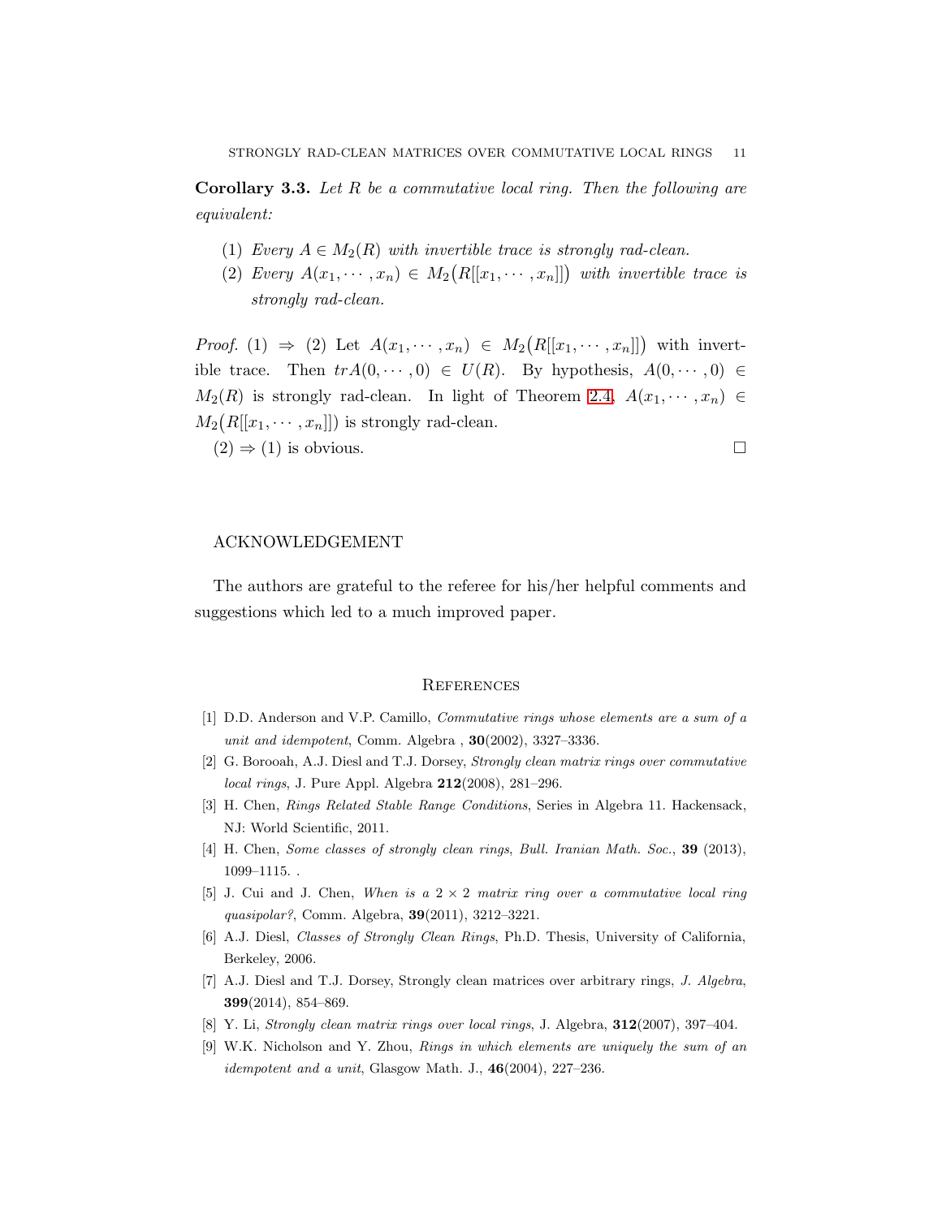**Corollary 3.3.** *Let $R$ be a commutative local ring. Then the following are equivalent:*

1. *Every $A \in M_2(R)$ with invertible trace is strongly rad-clean.*
2. *Every $A(x_1, \cdots, x_n) \in M_2\big(R[[x_1, \cdots, x_n]]\big)$ with invertible trace is strongly rad-clean.*

*Proof.* (1) $\Rightarrow$ (2) Let $A(x_1, \cdots, x_n) \in M_2\big(R[[x_1, \cdots, x_n]]\big)$ with invertible trace. Then $trA(0, \cdots, 0) \in U(R)$. By hypothesis, $A(0, \cdots, 0) \in M_2(R)$ is strongly rad-clean. In light of Theorem 2.4, $A(x_1, \cdots, x_n) \in M_2\big(R[[x_1, \cdots, x_n]]\big)$ is strongly rad-clean.

(2) $\Rightarrow$ (1) is obvious. □

## ACKNOWLEDGEMENT

The authors are grateful to the referee for his/her helpful comments and suggestions which led to a much improved paper.

## References

[1] D.D. Anderson and V.P. Camillo, *Commutative rings whose elements are a sum of a unit and idempotent*, Comm. Algebra , **30**(2002), 3327–3336.

[2] G. Borooah, A.J. Diesl and T.J. Dorsey, *Strongly clean matrix rings over commutative local rings*, J. Pure Appl. Algebra **212**(2008), 281–296.

[3] H. Chen, *Rings Related Stable Range Conditions*, Series in Algebra 11. Hackensack, NJ: World Scientific, 2011.

[4] H. Chen, *Some classes of strongly clean rings*, *Bull. Iranian Math. Soc.*, **39** (2013), 1099–1115. .

[5] J. Cui and J. Chen, *When is a $2 \times 2$ matrix ring over a commutative local ring quasipolar?*, Comm. Algebra, **39**(2011), 3212–3221.

[6] A.J. Diesl, *Classes of Strongly Clean Rings*, Ph.D. Thesis, University of California, Berkeley, 2006.

[7] A.J. Diesl and T.J. Dorsey, Strongly clean matrices over arbitrary rings, *J. Algebra*, **399**(2014), 854–869.

[8] Y. Li, *Strongly clean matrix rings over local rings*, J. Algebra, **312**(2007), 397–404.

[9] W.K. Nicholson and Y. Zhou, *Rings in which elements are uniquely the sum of an idempotent and a unit*, Glasgow Math. J., **46**(2004), 227–236.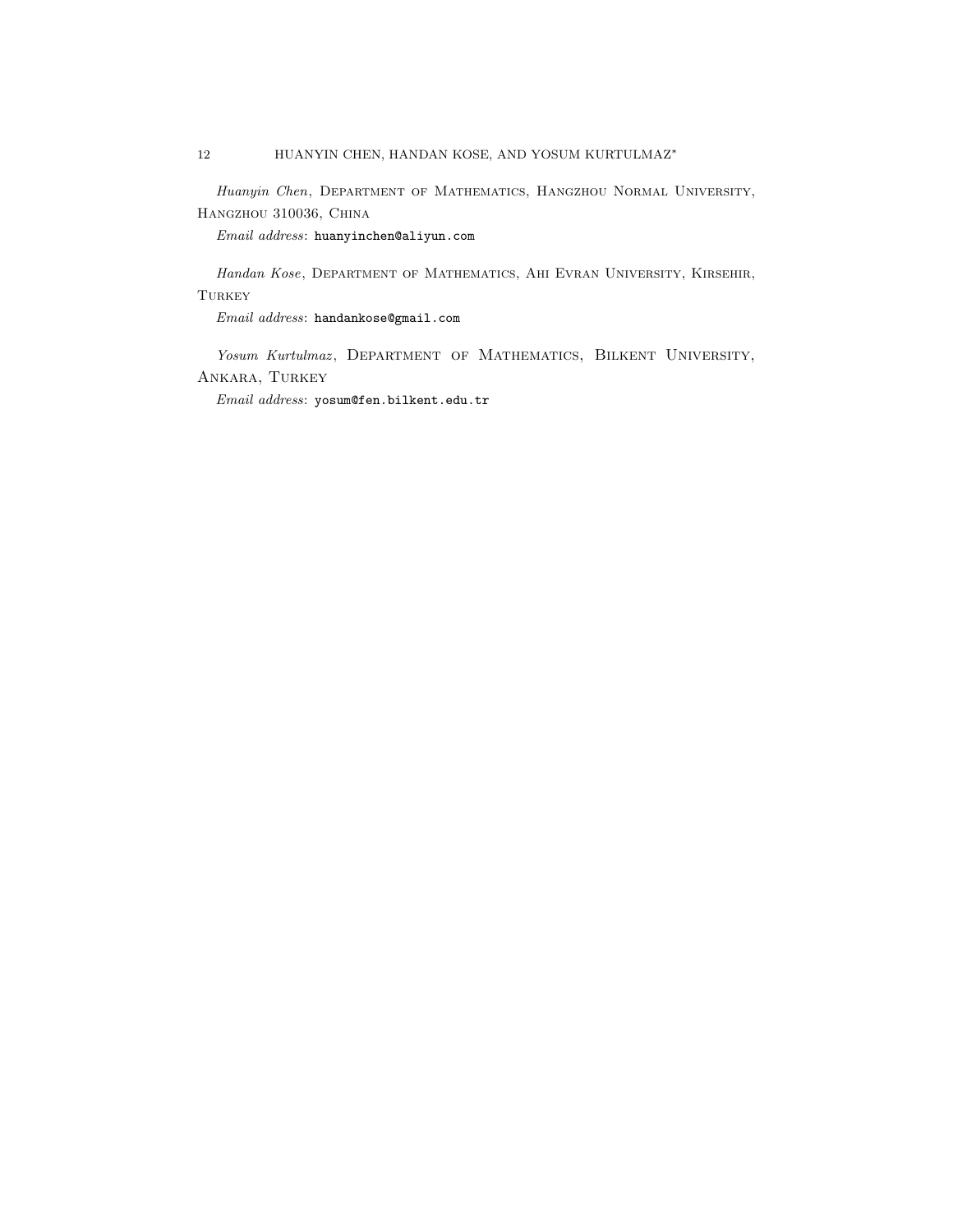*Huanyin Chen*, Department of Mathematics, Hangzhou Normal University, Hangzhou 310036, China

*Email address*: huanyinchen@aliyun.com

*Handan Kose*, Department of Mathematics, Ahi Evran University, Kirsehir, Turkey

*Email address*: handankose@gmail.com

*Yosum Kurtulmaz*, Department of Mathematics, Bilkent University, Ankara, Turkey

*Email address*: yosum@fen.bilkent.edu.tr